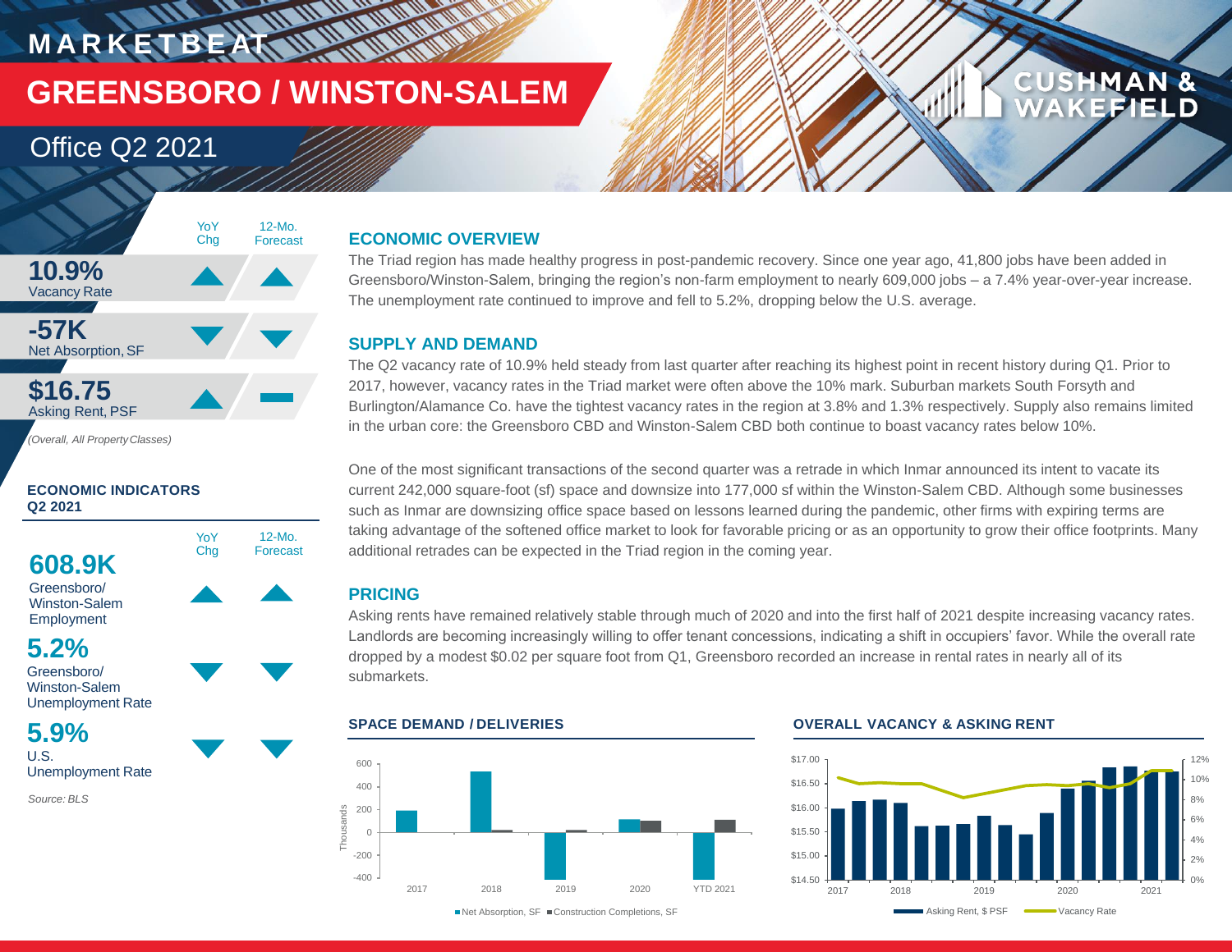# MARKETBEAT

# GREENSBORO / WINSTON-SALEM

## Office Q2 2021

| | YoY Chg | 12-Mo. Forecast |
|---|---|---|
| **10.9%** Vacancy Rate | ▲ | ▲ |
| **-57K** Net Absorption, SF | ▼ | ▼ |
| **$16.75** Asking Rent, PSF | ▲ | — |

*(Overall, All Property Classes)*

### ECONOMIC INDICATORS Q2 2021

| | YoY Chg | 12-Mo. Forecast |
|---|---|---|
| **608.9K** Greensboro/ Winston-Salem Employment | ▲ | ▲ |
| **5.2%** Greensboro/ Winston-Salem Unemployment Rate | ▼ | ▼ |
| **5.9%** U.S. Unemployment Rate | ▼ | ▼ |

*Source: BLS*

### ECONOMIC OVERVIEW

The Triad region has made healthy progress in post-pandemic recovery. Since one year ago, 41,800 jobs have been added in Greensboro/Winston-Salem, bringing the region's non-farm employment to nearly 609,000 jobs – a 7.4% year-over-year increase. The unemployment rate continued to improve and fell to 5.2%, dropping below the U.S. average.

### SUPPLY AND DEMAND

The Q2 vacancy rate of 10.9% held steady from last quarter after reaching its highest point in recent history during Q1. Prior to 2017, however, vacancy rates in the Triad market were often above the 10% mark. Suburban markets South Forsyth and Burlington/Alamance Co. have the tightest vacancy rates in the region at 3.8% and 1.3% respectively. Supply also remains limited in the urban core: the Greensboro CBD and Winston-Salem CBD both continue to boast vacancy rates below 10%.

One of the most significant transactions of the second quarter was a retrade in which Inmar announced its intent to vacate its current 242,000 square-foot (sf) space and downsize into 177,000 sf within the Winston-Salem CBD. Although some businesses such as Inmar are downsizing office space based on lessons learned during the pandemic, other firms with expiring terms are taking advantage of the softened office market to look for favorable pricing or as an opportunity to grow their office footprints. Many additional retrades can be expected in the Triad region in the coming year.

### PRICING

Asking rents have remained relatively stable through much of 2020 and into the first half of 2021 despite increasing vacancy rates. Landlords are becoming increasingly willing to offer tenant concessions, indicating a shift in occupiers' favor. While the overall rate dropped by a modest $0.02 per square foot from Q1, Greensboro recorded an increase in rental rates in nearly all of its submarkets.

### SPACE DEMAND / DELIVERIES

Net Absorption, SF ■ Construction Completions, SF

### OVERALL VACANCY & ASKING RENT

Asking Rent, $ PSF — Vacancy Rate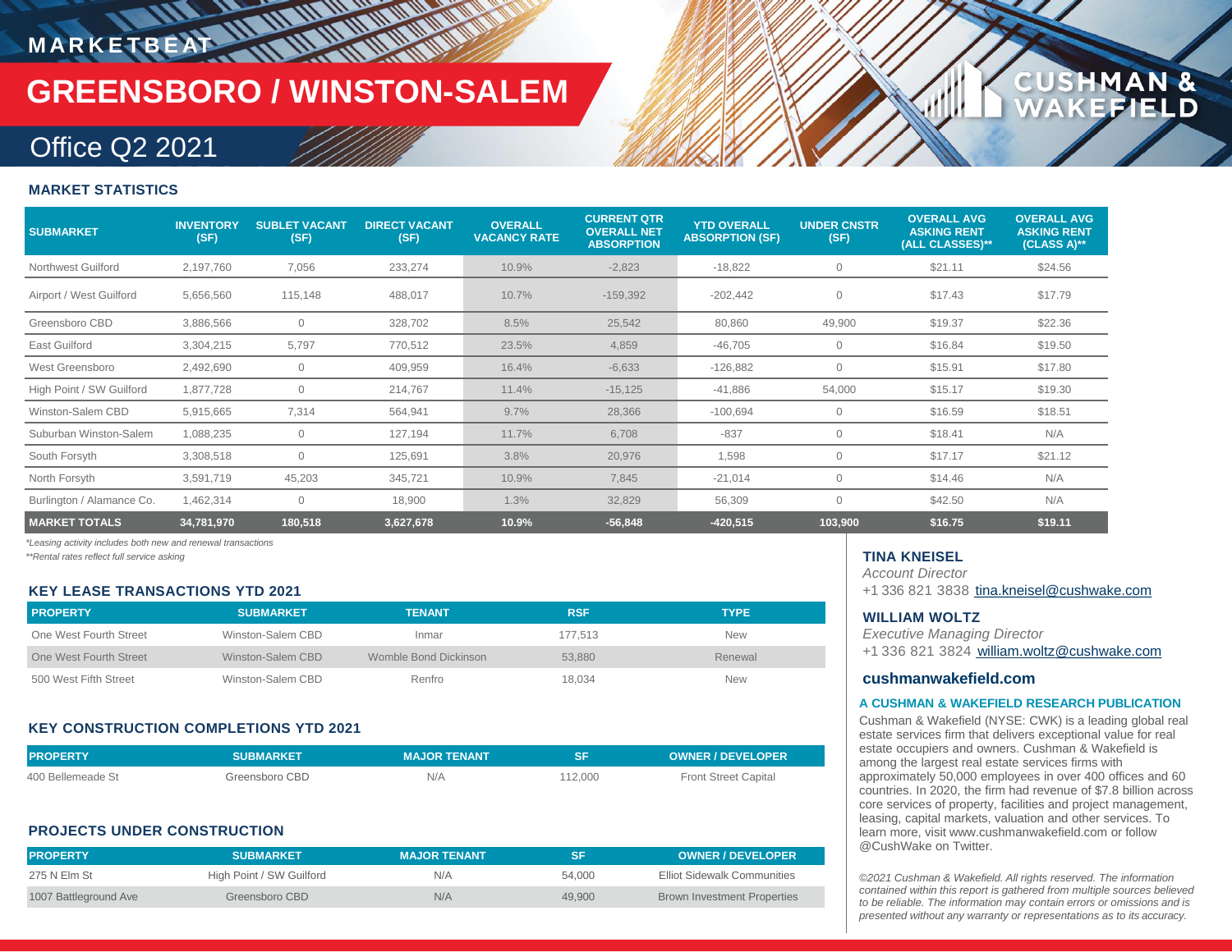# MARKETBEAT

# GREENSBORO / WINSTON-SALEM

## Office Q2 2021

CUSHMAN & WAKEFIELD

### MARKET STATISTICS

| SUBMARKET | INVENTORY (SF) | SUBLET VACANT (SF) | DIRECT VACANT (SF) | OVERALL VACANCY RATE | CURRENT QTR OVERALL NET ABSORPTION | YTD OVERALL ABSORPTION (SF) | UNDER CNSTR (SF) | OVERALL AVG ASKING RENT (ALL CLASSES)** | OVERALL AVG ASKING RENT (CLASS A)** |
|---|---|---|---|---|---|---|---|---|---|
| Northwest Guilford | 2,197,760 | 7,056 | 233,274 | 10.9% | -2,823 | -18,822 | 0 | $21.11 | $24.56 |
| Airport / West Guilford | 5,656,560 | 115,148 | 488,017 | 10.7% | -159,392 | -202,442 | 0 | $17.43 | $17.79 |
| Greensboro CBD | 3,886,566 | 0 | 328,702 | 8.5% | 25,542 | 80,860 | 49,900 | $19.37 | $22.36 |
| East Guilford | 3,304,215 | 5,797 | 770,512 | 23.5% | 4,859 | -46,705 | 0 | $16.84 | $19.50 |
| West Greensboro | 2,492,690 | 0 | 409,959 | 16.4% | -6,633 | -126,882 | 0 | $15.91 | $17.80 |
| High Point / SW Guilford | 1,877,728 | 0 | 214,767 | 11.4% | -15,125 | -41,886 | 54,000 | $15.17 | $19.30 |
| Winston-Salem CBD | 5,915,665 | 7,314 | 564,941 | 9.7% | 28,366 | -100,694 | 0 | $16.59 | $18.51 |
| Suburban Winston-Salem | 1,088,235 | 0 | 127,194 | 11.7% | 6,708 | -837 | 0 | $18.41 | N/A |
| South Forsyth | 3,308,518 | 0 | 125,691 | 3.8% | 20,976 | 1,598 | 0 | $17.17 | $21.12 |
| North Forsyth | 3,591,719 | 45,203 | 345,721 | 10.9% | 7,845 | -21,014 | 0 | $14.46 | N/A |
| Burlington / Alamance Co. | 1,462,314 | 0 | 18,900 | 1.3% | 32,829 | 56,309 | 0 | $42.50 | N/A |
| **MARKET TOTALS** | **34,781,970** | **180,518** | **3,627,678** | **10.9%** | **-56,848** | **-420,515** | **103,900** | **$16.75** | **$19.11** |

*Leasing activity includes both new and renewal transactions

**Rental rates reflect full service asking

### KEY LEASE TRANSACTIONS YTD 2021

| PROPERTY | SUBMARKET | TENANT | RSF | TYPE |
|---|---|---|---|---|
| One West Fourth Street | Winston-Salem CBD | Inmar | 177,513 | New |
| One West Fourth Street | Winston-Salem CBD | Womble Bond Dickinson | 53,880 | Renewal |
| 500 West Fifth Street | Winston-Salem CBD | Renfro | 18,034 | New |

### KEY CONSTRUCTION COMPLETIONS YTD 2021

| PROPERTY | SUBMARKET | MAJOR TENANT | SF | OWNER / DEVELOPER |
|---|---|---|---|---|
| 400 Bellemeade St | Greensboro CBD | N/A | 112,000 | Front Street Capital |

### PROJECTS UNDER CONSTRUCTION

| PROPERTY | SUBMARKET | MAJOR TENANT | SF | OWNER / DEVELOPER |
|---|---|---|---|---|
| 275 N Elm St | High Point / SW Guilford | N/A | 54,000 | Elliot Sidewalk Communities |
| 1007 Battleground Ave | Greensboro CBD | N/A | 49,900 | Brown Investment Properties |

**TINA KNEISEL**
*Account Director*
+1 336 821 3838 tina.kneisel@cushwake.com

**WILLIAM WOLTZ**
*Executive Managing Director*
+1 336 821 3824 william.woltz@cushwake.com

**cushmanwakefield.com**

**A CUSHMAN & WAKEFIELD RESEARCH PUBLICATION**

Cushman & Wakefield (NYSE: CWK) is a leading global real estate services firm that delivers exceptional value for real estate occupiers and owners. Cushman & Wakefield is among the largest real estate services firms with approximately 50,000 employees in over 400 offices and 60 countries. In 2020, the firm had revenue of $7.8 billion across core services of property, facilities and project management, leasing, capital markets, valuation and other services. To learn more, visit www.cushmanwakefield.com or follow @CushWake on Twitter.

*©2021 Cushman & Wakefield. All rights reserved. The information contained within this report is gathered from multiple sources believed to be reliable. The information may contain errors or omissions and is presented without any warranty or representations as to its accuracy.*